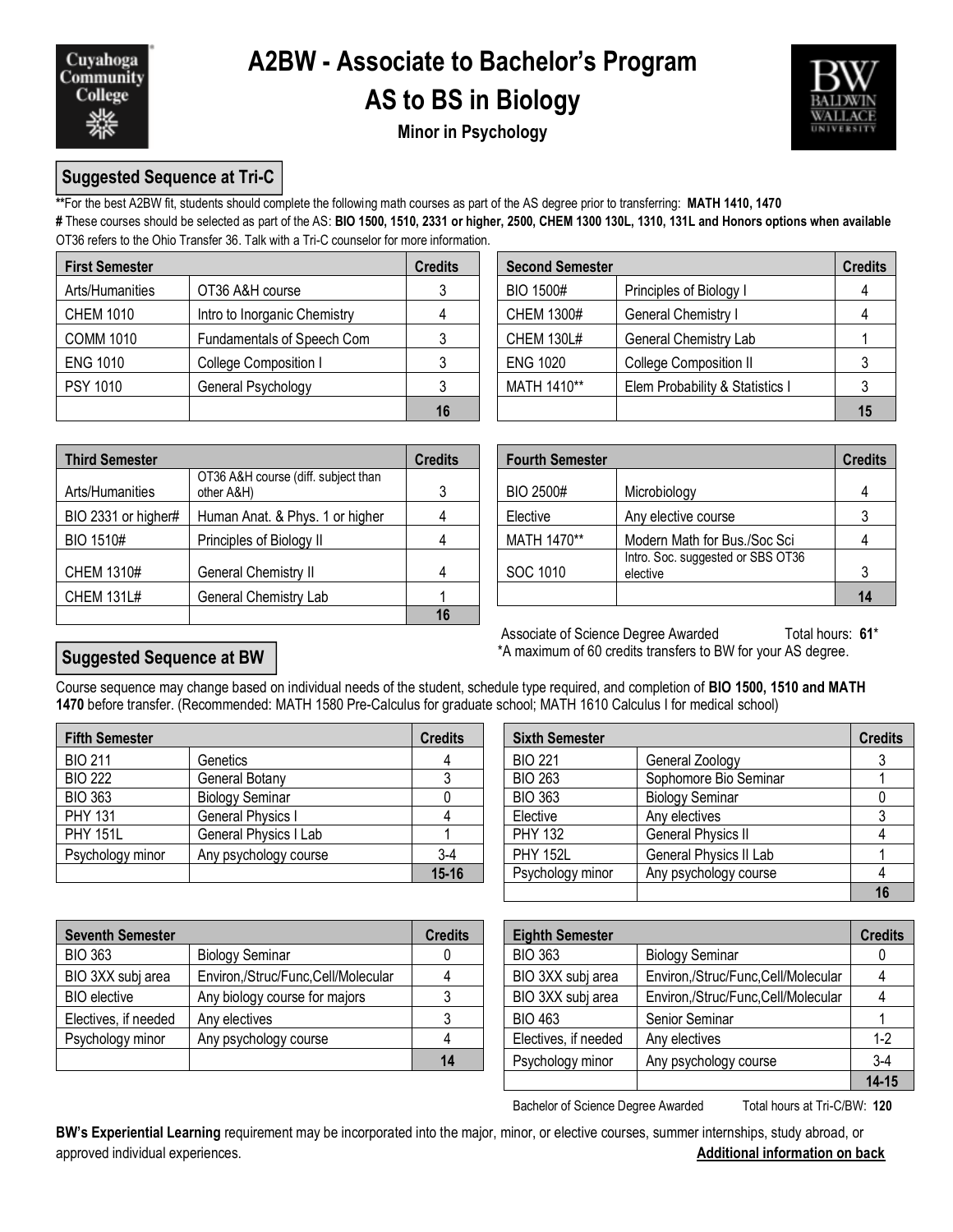# A2BW - Associate to Bachelor's Program

# AS to BS in Biology

### Minor in Psychology

## Suggested Sequence at Tri-C

**For the best A2BW fit, students should complete the following math courses as part of the AS degree prior to transferring: **MATH 1410, 1470**

# These courses should be selected as part of the AS: **BIO 1500, 1510, 2331 or higher, 2500, CHEM 1300 130L, 1310, 131L and Honors options when available**

OT36 refers to the Ohio Transfer 36. Talk with a Tri-C counselor for more information.

| First Semester | | Credits |
|---|---|---|
| Arts/Humanities | OT36 A&H course | 3 |
| CHEM 1010 | Intro to Inorganic Chemistry | 4 |
| COMM 1010 | Fundamentals of Speech Com | 3 |
| ENG 1010 | College Composition I | 3 |
| PSY 1010 | General Psychology | 3 |
| | | **16** |

| Second Semester | | Credits |
|---|---|---|
| BIO 1500# | Principles of Biology I | 4 |
| CHEM 1300# | General Chemistry I | 4 |
| CHEM 130L# | General Chemistry Lab | 1 |
| ENG 1020 | College Composition II | 3 |
| MATH 1410** | Elem Probability & Statistics I | 3 |
| | | **15** |

| Third Semester | | Credits |
|---|---|---|
| Arts/Humanities | OT36 A&H course (diff. subject than other A&H) | 3 |
| BIO 2331 or higher# | Human Anat. & Phys. 1 or higher | 4 |
| BIO 1510# | Principles of Biology II | 4 |
| CHEM 1310# | General Chemistry II | 4 |
| CHEM 131L# | General Chemistry Lab | 1 |
| | | **16** |

| Fourth Semester | | Credits |
|---|---|---|
| BIO 2500# | Microbiology | 4 |
| Elective | Any elective course | 3 |
| MATH 1470** | Modern Math for Bus./Soc Sci | 4 |
| SOC 1010 | Intro. Soc. suggested or SBS OT36 elective | 3 |
| | | **14** |

Associate of Science Degree Awarded Total hours: **61***

*A maximum of 60 credits transfers to BW for your AS degree.

## Suggested Sequence at BW

Course sequence may change based on individual needs of the student, schedule type required, and completion of **BIO 1500, 1510 and MATH 1470** before transfer. (Recommended: MATH 1580 Pre-Calculus for graduate school; MATH 1610 Calculus I for medical school)

| Fifth Semester | | Credits |
|---|---|---|
| BIO 211 | Genetics | 4 |
| BIO 222 | General Botany | 3 |
| BIO 363 | Biology Seminar | 0 |
| PHY 131 | General Physics I | 4 |
| PHY 151L | General Physics I Lab | 1 |
| Psychology minor | Any psychology course | 3-4 |
| | | **15-16** |

| Sixth Semester | | Credits |
|---|---|---|
| BIO 221 | General Zoology | 3 |
| BIO 263 | Sophomore Bio Seminar | 1 |
| BIO 363 | Biology Seminar | 0 |
| Elective | Any electives | 3 |
| PHY 132 | General Physics II | 4 |
| PHY 152L | General Physics II Lab | 1 |
| Psychology minor | Any psychology course | 4 |
| | | **16** |

| Seventh Semester | | Credits |
|---|---|---|
| BIO 363 | Biology Seminar | 0 |
| BIO 3XX subj area | Environ,/Struc/Func,Cell/Molecular | 4 |
| BIO elective | Any biology course for majors | 3 |
| Electives, if needed | Any electives | 3 |
| Psychology minor | Any psychology course | 4 |
| | | **14** |

| Eighth Semester | | Credits |
|---|---|---|
| BIO 363 | Biology Seminar | 0 |
| BIO 3XX subj area | Environ,/Struc/Func,Cell/Molecular | 4 |
| BIO 3XX subj area | Environ,/Struc/Func,Cell/Molecular | 4 |
| BIO 463 | Senior Seminar | 1 |
| Electives, if needed | Any electives | 1-2 |
| Psychology minor | Any psychology course | 3-4 |
| | | **14-15** |

Bachelor of Science Degree Awarded Total hours at Tri-C/BW: **120**

**BW's Experiential Learning** requirement may be incorporated into the major, minor, or elective courses, summer internships, study abroad, or approved individual experiences. **Additional information on back**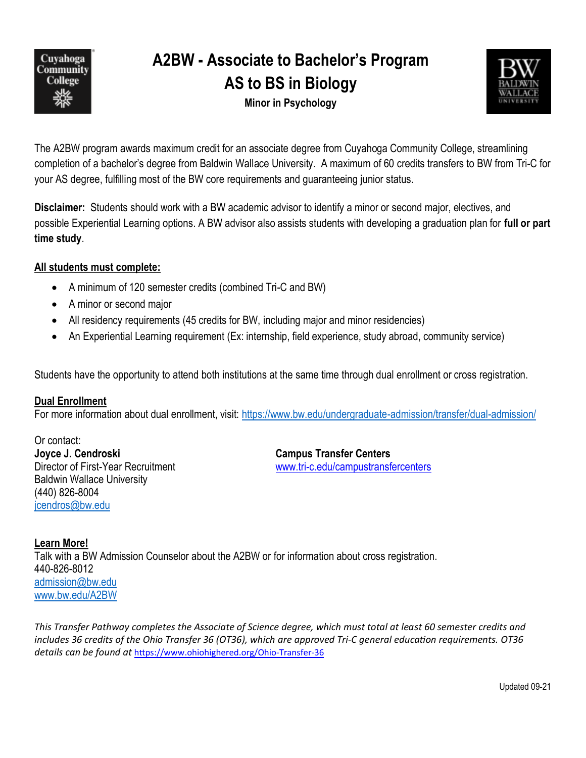# A2BW - Associate to Bachelor's Program
## AS to BS in Biology
### Minor in Psychology

The A2BW program awards maximum credit for an associate degree from Cuyahoga Community College, streamlining completion of a bachelor's degree from Baldwin Wallace University. A maximum of 60 credits transfers to BW from Tri-C for your AS degree, fulfilling most of the BW core requirements and guaranteeing junior status.

**Disclaimer:** Students should work with a BW academic advisor to identify a minor or second major, electives, and possible Experiential Learning options. A BW advisor also assists students with developing a graduation plan for **full or part time study**.

**All students must complete:**

- A minimum of 120 semester credits (combined Tri-C and BW)
- A minor or second major
- All residency requirements (45 credits for BW, including major and minor residencies)
- An Experiential Learning requirement (Ex: internship, field experience, study abroad, community service)

Students have the opportunity to attend both institutions at the same time through dual enrollment or cross registration.

**Dual Enrollment**

For more information about dual enrollment, visit: https://www.bw.edu/undergraduate-admission/transfer/dual-admission/

Or contact:

**Joyce J. Cendroski**
Director of First-Year Recruitment
Baldwin Wallace University
(440) 826-8004
jcendros@bw.edu

**Campus Transfer Centers**
www.tri-c.edu/campustransfercenters

**Learn More!**

Talk with a BW Admission Counselor about the A2BW or for information about cross registration.
440-826-8012
admission@bw.edu
www.bw.edu/A2BW

*This Transfer Pathway completes the Associate of Science degree, which must total at least 60 semester credits and includes 36 credits of the Ohio Transfer 36 (OT36), which are approved Tri-C general education requirements. OT36 details can be found at* https://www.ohiohighered.org/Ohio-Transfer-36

Updated 09-21